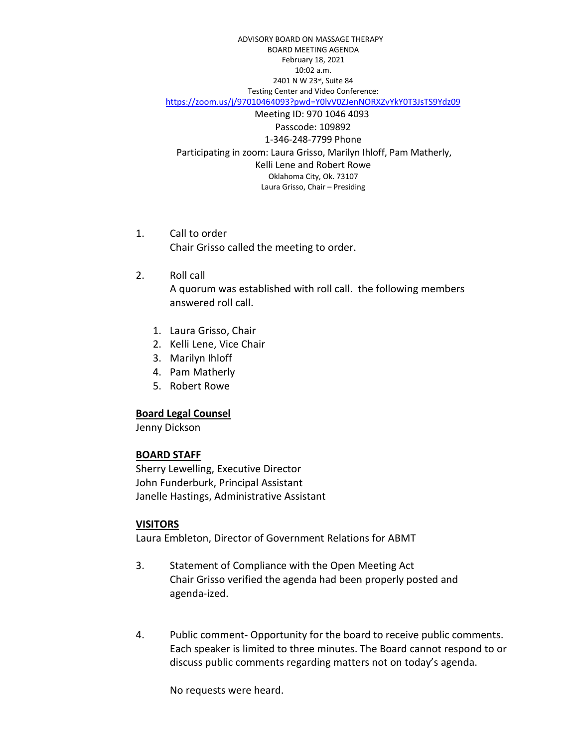ADVISORY BOARD ON MASSAGE THERAPY
BOARD MEETING AGENDA
February 18, 2021
10:02 a.m.
2401 N W 23rd, Suite 84
Testing Center and Video Conference:
https://zoom.us/j/97010464093?pwd=Y0lvV0ZJenNORXZvYkY0T3JsTS9Ydz09
Meeting ID: 970 1046 4093
Passcode: 109892
1-346-248-7799 Phone
Participating in zoom: Laura Grisso, Marilyn Ihloff, Pam Matherly, Kelli Lene and Robert Rowe
Oklahoma City, Ok. 73107
Laura Grisso, Chair – Presiding

1. Call to order
   Chair Grisso called the meeting to order.

2. Roll call
   A quorum was established with roll call. the following members answered roll call.

   1. Laura Grisso, Chair
   2. Kelli Lene, Vice Chair
   3. Marilyn Ihloff
   4. Pam Matherly
   5. Robert Rowe

**Board Legal Counsel**

Jenny Dickson

**BOARD STAFF**

Sherry Lewelling, Executive Director
John Funderburk, Principal Assistant
Janelle Hastings, Administrative Assistant

**VISITORS**

Laura Embleton, Director of Government Relations for ABMT

3. Statement of Compliance with the Open Meeting Act
   Chair Grisso verified the agenda had been properly posted and agenda-ized.

4. Public comment- Opportunity for the board to receive public comments. Each speaker is limited to three minutes. The Board cannot respond to or discuss public comments regarding matters not on today's agenda.

   No requests were heard.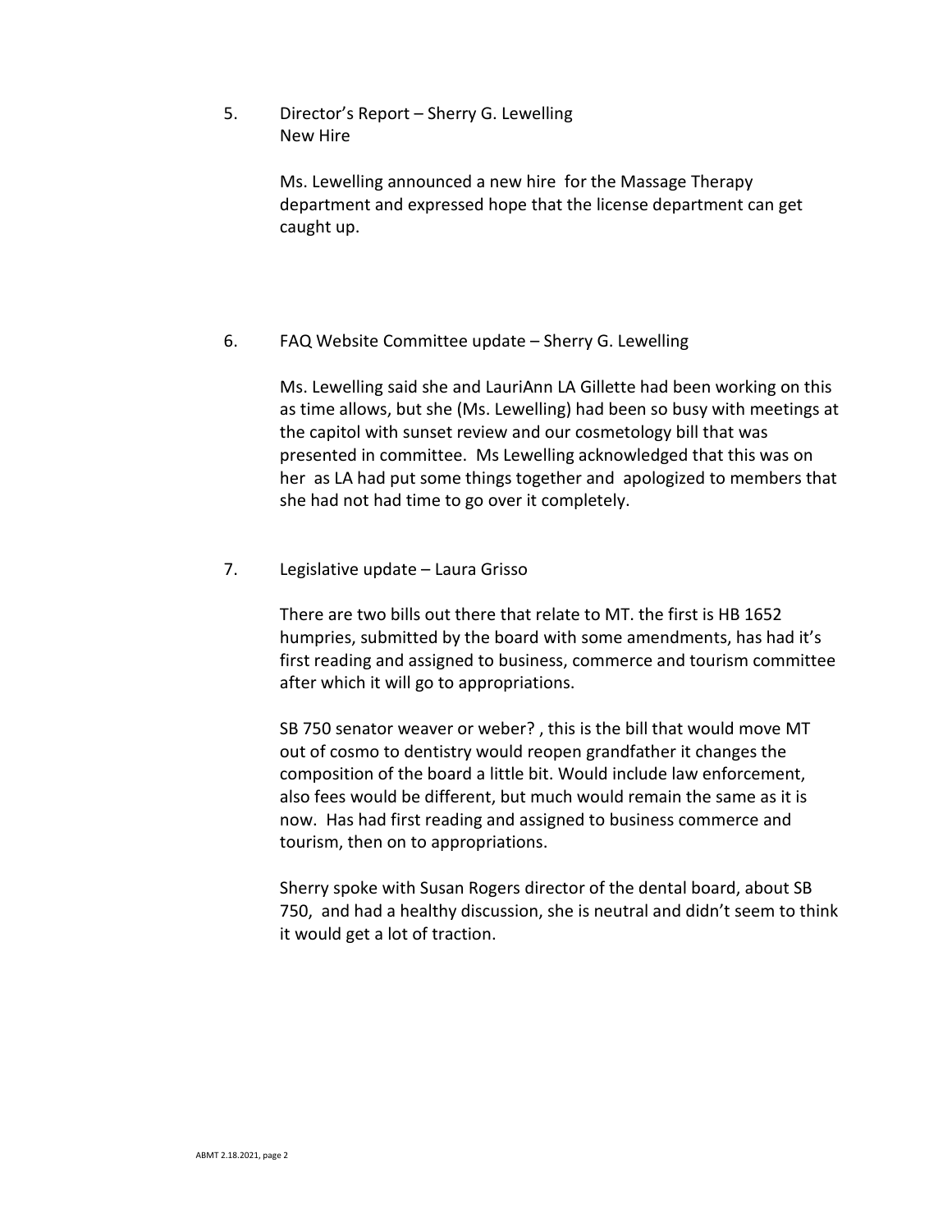5. Director's Report – Sherry G. Lewelling
New Hire

Ms. Lewelling announced a new hire  for the Massage Therapy department and expressed hope that the license department can get caught up.

6. FAQ Website Committee update – Sherry G. Lewelling

Ms. Lewelling said she and LauriAnn LA Gillette had been working on this as time allows, but she (Ms. Lewelling) had been so busy with meetings at the capitol with sunset review and our cosmetology bill that was presented in committee.  Ms Lewelling acknowledged that this was on her  as LA had put some things together and  apologized to members that she had not had time to go over it completely.

7. Legislative update – Laura Grisso

There are two bills out there that relate to MT. the first is HB 1652 humpries, submitted by the board with some amendments, has had it's first reading and assigned to business, commerce and tourism committee after which it will go to appropriations.

SB 750 senator weaver or weber? , this is the bill that would move MT out of cosmo to dentistry would reopen grandfather it changes the composition of the board a little bit. Would include law enforcement, also fees would be different, but much would remain the same as it is now.  Has had first reading and assigned to business commerce and tourism, then on to appropriations.

Sherry spoke with Susan Rogers director of the dental board, about SB 750,  and had a healthy discussion, she is neutral and didn't seem to think it would get a lot of traction.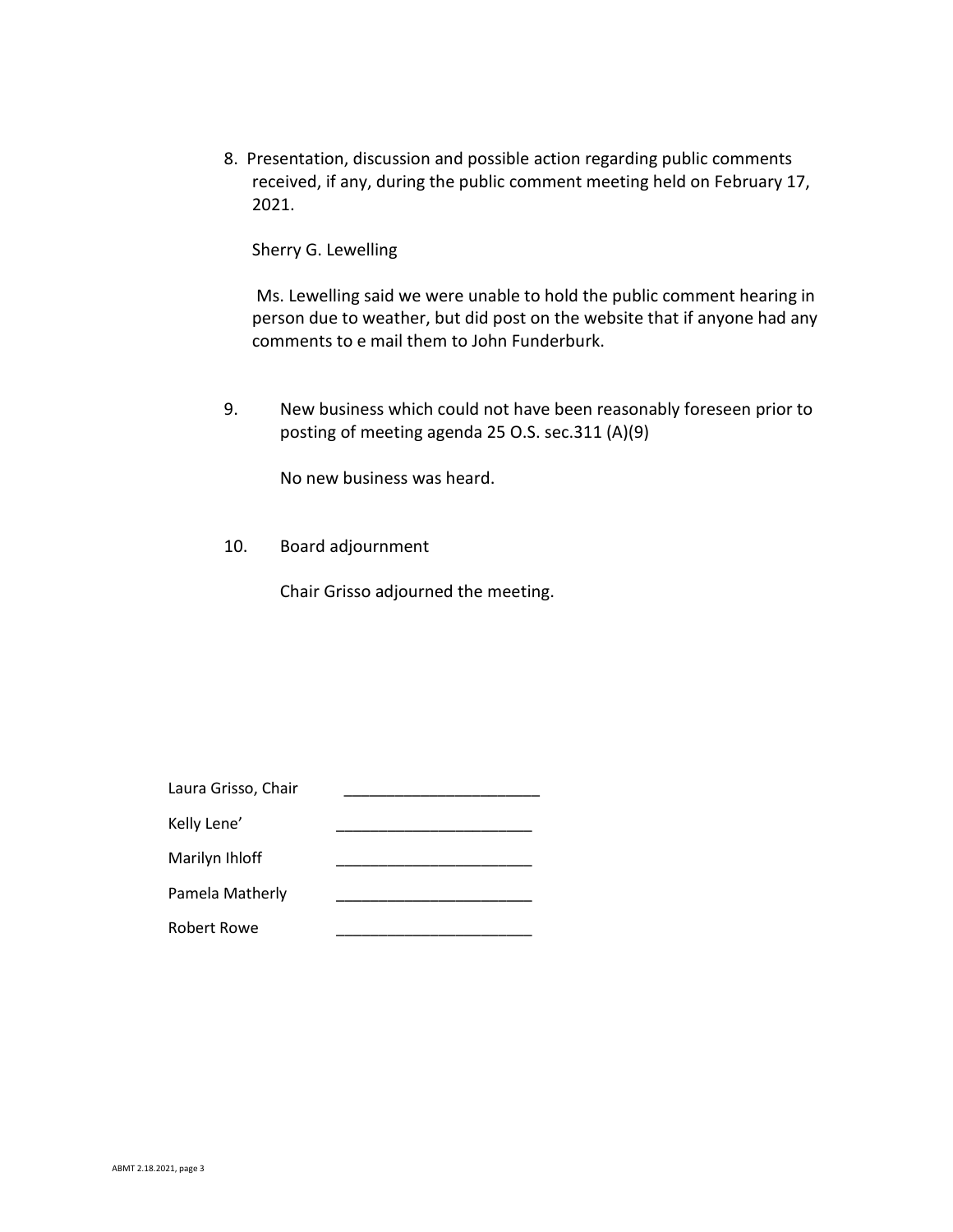8. Presentation, discussion and possible action regarding public comments received, if any, during the public comment meeting held on February 17, 2021.

   Sherry G. Lewelling

   Ms. Lewelling said we were unable to hold the public comment hearing in person due to weather, but did post on the website that if anyone had any comments to e mail them to John Funderburk.

9. New business which could not have been reasonably foreseen prior to posting of meeting agenda 25 O.S. sec.311 (A)(9)

   No new business was heard.

10. Board adjournment

    Chair Grisso adjourned the meeting.

Laura Grisso, Chair \_\_\_\_\_\_\_\_\_\_\_\_\_\_\_\_\_\_\_\_\_\_\_

Kelly Lene' \_\_\_\_\_\_\_\_\_\_\_\_\_\_\_\_\_\_\_\_\_\_\_

Marilyn Ihloff \_\_\_\_\_\_\_\_\_\_\_\_\_\_\_\_\_\_\_\_\_\_\_

Pamela Matherly \_\_\_\_\_\_\_\_\_\_\_\_\_\_\_\_\_\_\_\_\_\_\_

Robert Rowe \_\_\_\_\_\_\_\_\_\_\_\_\_\_\_\_\_\_\_\_\_\_\_